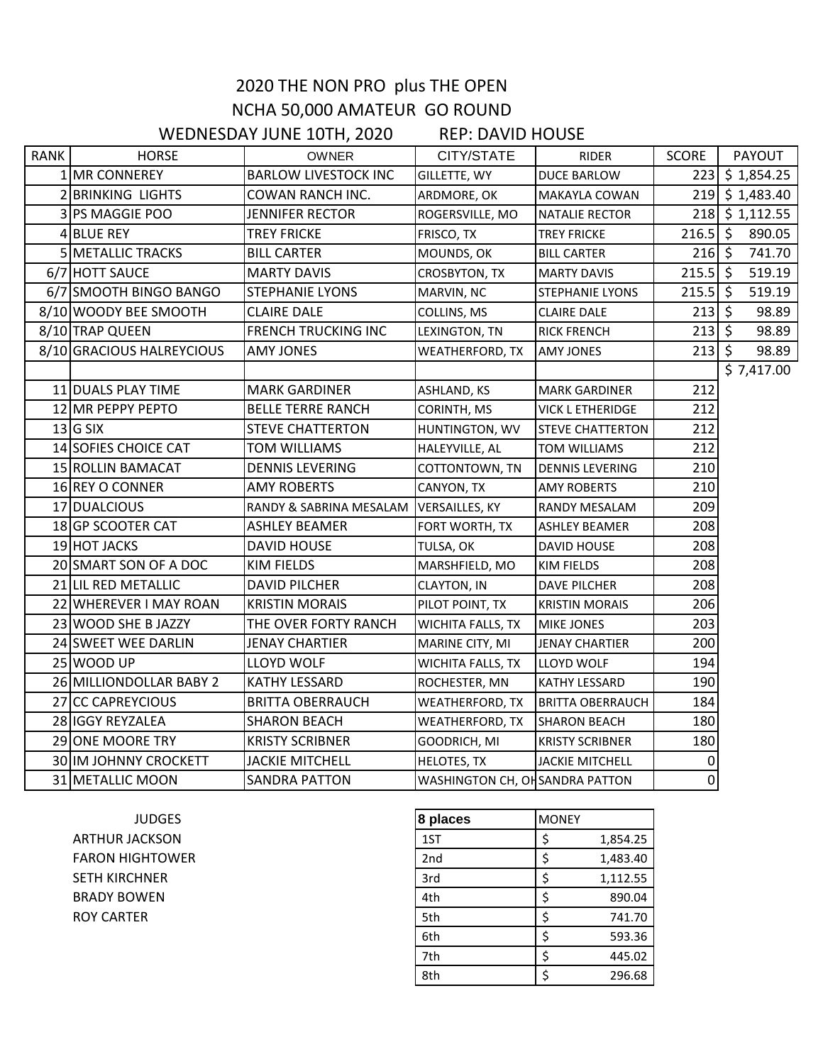# 2020 THE NON PRO plus THE OPEN

## NCHA 50,000 AMATEUR GO ROUND

WEDNESDAY JUNE 10TH, 2020 REP: DAVID HOUSE

| RANK | HORSE | OWNER | CITY/STATE | RIDER | SCORE | PAYOUT |
|---|---|---|---|---|---|---|
| 1 | MR CONNEREY | BARLOW LIVESTOCK INC | GILLETTE, WY | DUCE BARLOW | 223 | $ 1,854.25 |
| 2 | BRINKING LIGHTS | COWAN RANCH INC. | ARDMORE, OK | MAKAYLA COWAN | 219 | $ 1,483.40 |
| 3 | PS MAGGIE POO | JENNIFER RECTOR | ROGERSVILLE, MO | NATALIE RECTOR | 218 | $ 1,112.55 |
| 4 | BLUE REY | TREY FRICKE | FRISCO, TX | TREY FRICKE | 216.5 | $ 890.05 |
| 5 | METALLIC TRACKS | BILL CARTER | MOUNDS, OK | BILL CARTER | 216 | $ 741.70 |
| 6/7 | HOTT SAUCE | MARTY DAVIS | CROSBYTON, TX | MARTY DAVIS | 215.5 | $ 519.19 |
| 6/7 | SMOOTH BINGO BANGO | STEPHANIE LYONS | MARVIN, NC | STEPHANIE LYONS | 215.5 | $ 519.19 |
| 8/10 | WOODY BEE SMOOTH | CLAIRE DALE | COLLINS, MS | CLAIRE DALE | 213 | $ 98.89 |
| 8/10 | TRAP QUEEN | FRENCH TRUCKING INC | LEXINGTON, TN | RICK FRENCH | 213 | $ 98.89 |
| 8/10 | GRACIOUS HALREYCIOUS | AMY JONES | WEATHERFORD, TX | AMY JONES | 213 | $ 98.89 |
| | | | | | | $ 7,417.00 |
| 11 | DUALS PLAY TIME | MARK GARDINER | ASHLAND, KS | MARK GARDINER | 212 | |
| 12 | MR PEPPY PEPTO | BELLE TERRE RANCH | CORINTH, MS | VICK L ETHERIDGE | 212 | |
| 13 | G SIX | STEVE CHATTERTON | HUNTINGTON, WV | STEVE CHATTERTON | 212 | |
| 14 | SOFIES CHOICE CAT | TOM WILLIAMS | HALEYVILLE, AL | TOM WILLIAMS | 212 | |
| 15 | ROLLIN BAMACAT | DENNIS LEVERING | COTTONTOWN, TN | DENNIS LEVERING | 210 | |
| 16 | REY O CONNER | AMY ROBERTS | CANYON, TX | AMY ROBERTS | 210 | |
| 17 | DUALCIOUS | RANDY & SABRINA MESALAM | VERSAILLES, KY | RANDY MESALAM | 209 | |
| 18 | GP SCOOTER CAT | ASHLEY BEAMER | FORT WORTH, TX | ASHLEY BEAMER | 208 | |
| 19 | HOT JACKS | DAVID HOUSE | TULSA, OK | DAVID HOUSE | 208 | |
| 20 | SMART SON OF A DOC | KIM FIELDS | MARSHFIELD, MO | KIM FIELDS | 208 | |
| 21 | LIL RED METALLIC | DAVID PILCHER | CLAYTON, IN | DAVE PILCHER | 208 | |
| 22 | WHEREVER I MAY ROAN | KRISTIN MORAIS | PILOT POINT, TX | KRISTIN MORAIS | 206 | |
| 23 | WOOD SHE B JAZZY | THE OVER FORTY RANCH | WICHITA FALLS, TX | MIKE JONES | 203 | |
| 24 | SWEET WEE DARLIN | JENAY CHARTIER | MARINE CITY, MI | JENAY CHARTIER | 200 | |
| 25 | WOOD UP | LLOYD WOLF | WICHITA FALLS, TX | LLOYD WOLF | 194 | |
| 26 | MILLIONDOLLAR BABY 2 | KATHY LESSARD | ROCHESTER, MN | KATHY LESSARD | 190 | |
| 27 | CC CAPREYCIOUS | BRITTA OBERRAUCH | WEATHERFORD, TX | BRITTA OBERRAUCH | 184 | |
| 28 | IGGY REYZALEA | SHARON BEACH | WEATHERFORD, TX | SHARON BEACH | 180 | |
| 29 | ONE MOORE TRY | KRISTY SCRIBNER | GOODRICH, MI | KRISTY SCRIBNER | 180 | |
| 30 | IM JOHNNY CROCKETT | JACKIE MITCHELL | HELOTES, TX | JACKIE MITCHELL | 0 | |
| 31 | METALLIC MOON | SANDRA PATTON | WASHINGTON CH, OH | SANDRA PATTON | 0 | |

JUDGES

ARTHUR JACKSON
FARON HIGHTOWER
SETH KIRCHNER
BRADY BOWEN
ROY CARTER

| 8 places | MONEY |
|---|---|
| 1ST | $ 1,854.25 |
| 2nd | $ 1,483.40 |
| 3rd | $ 1,112.55 |
| 4th | $ 890.04 |
| 5th | $ 741.70 |
| 6th | $ 593.36 |
| 7th | $ 445.02 |
| 8th | $ 296.68 |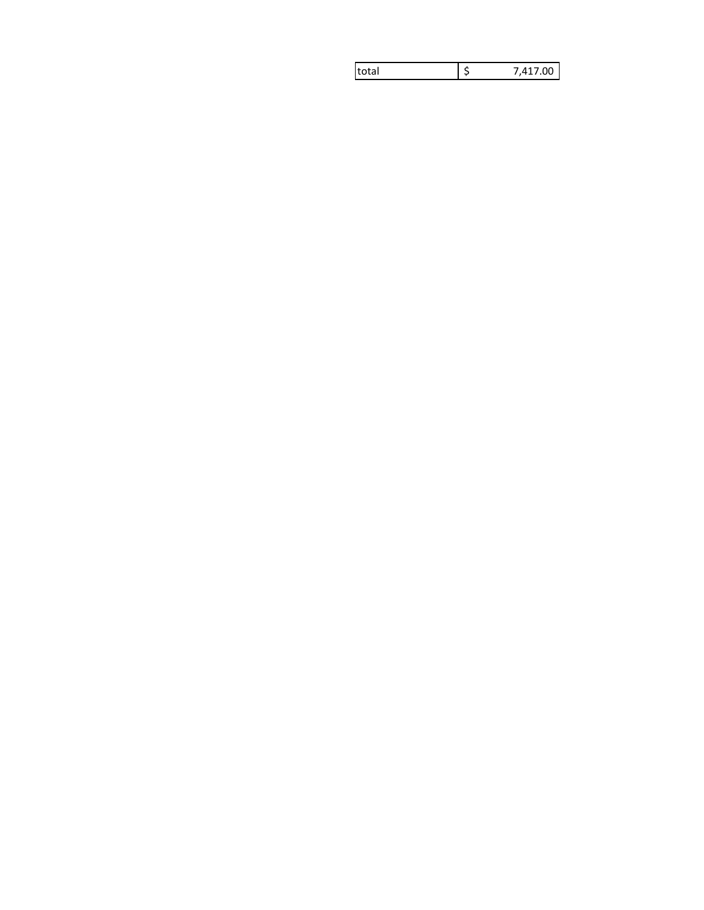| | |
|---|---|
| total | $ 7,417.00 |